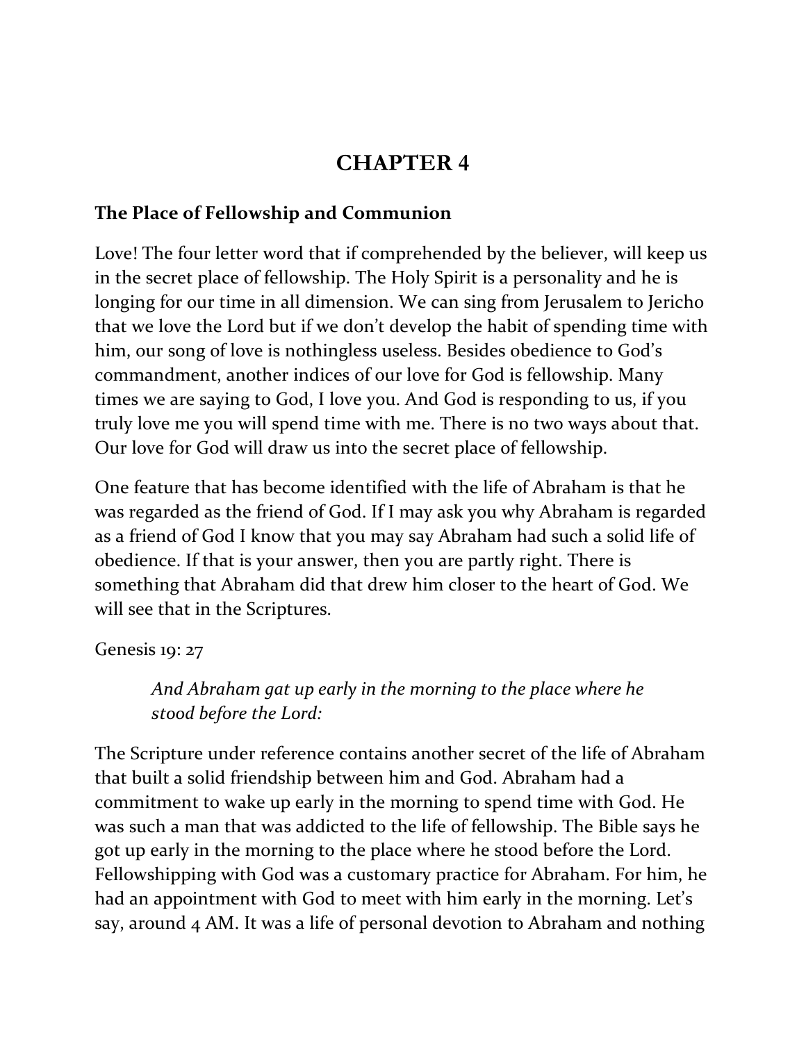# CHAPTER 4

**The Place of Fellowship and Communion**

Love! The four letter word that if comprehended by the believer, will keep us in the secret place of fellowship. The Holy Spirit is a personality and he is longing for our time in all dimension. We can sing from Jerusalem to Jericho that we love the Lord but if we don't develop the habit of spending time with him, our song of love is nothingless useless. Besides obedience to God's commandment, another indices of our love for God is fellowship. Many times we are saying to God, I love you. And God is responding to us, if you truly love me you will spend time with me. There is no two ways about that. Our love for God will draw us into the secret place of fellowship.

One feature that has become identified with the life of Abraham is that he was regarded as the friend of God. If I may ask you why Abraham is regarded as a friend of God I know that you may say Abraham had such a solid life of obedience. If that is your answer, then you are partly right. There is something that Abraham did that drew him closer to the heart of God. We will see that in the Scriptures.

Genesis 19: 27

> *And Abraham gat up early in the morning to the place where he stood before the Lord:*

The Scripture under reference contains another secret of the life of Abraham that built a solid friendship between him and God. Abraham had a commitment to wake up early in the morning to spend time with God. He was such a man that was addicted to the life of fellowship. The Bible says he got up early in the morning to the place where he stood before the Lord. Fellowshipping with God was a customary practice for Abraham. For him, he had an appointment with God to meet with him early in the morning. Let's say, around 4 AM. It was a life of personal devotion to Abraham and nothing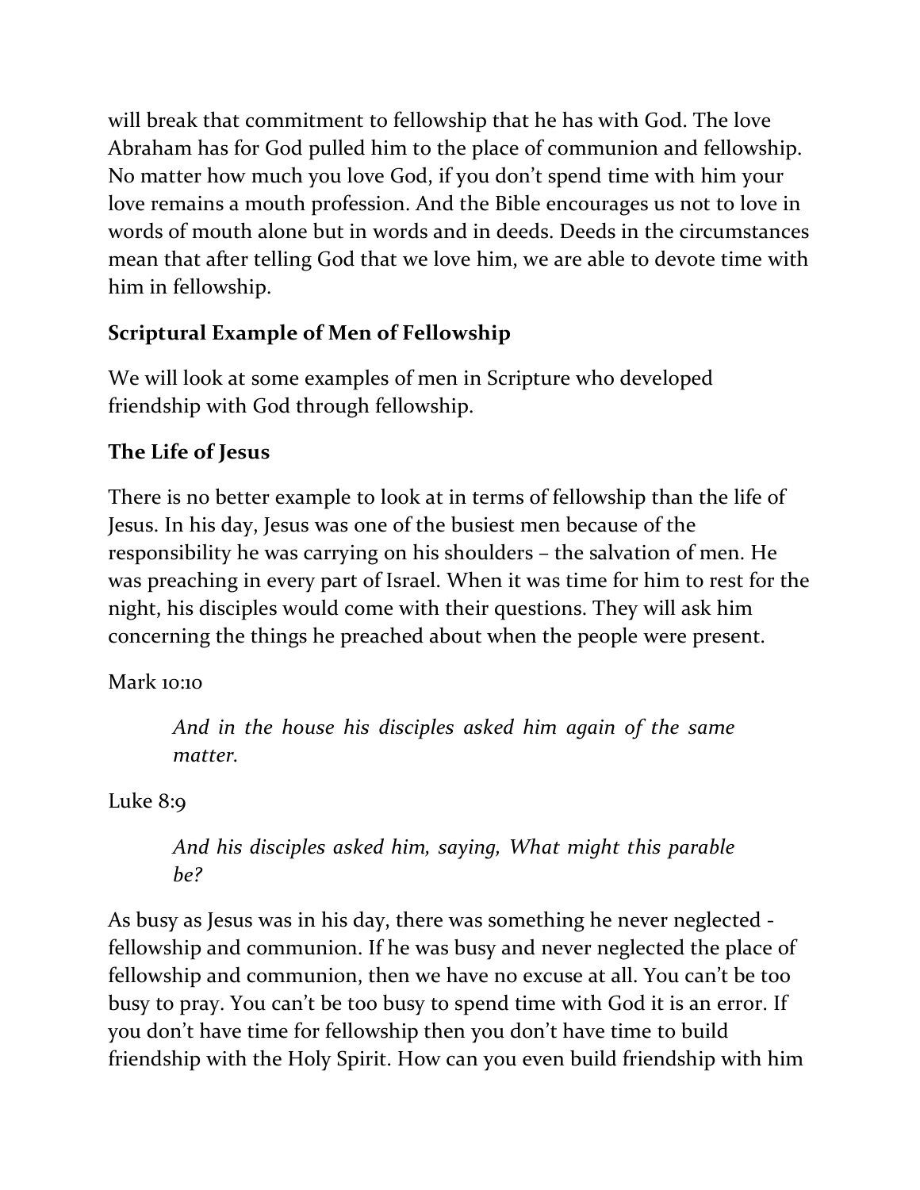will break that commitment to fellowship that he has with God. The love Abraham has for God pulled him to the place of communion and fellowship. No matter how much you love God, if you don't spend time with him your love remains a mouth profession. And the Bible encourages us not to love in words of mouth alone but in words and in deeds. Deeds in the circumstances mean that after telling God that we love him, we are able to devote time with him in fellowship.

## Scriptural Example of Men of Fellowship

We will look at some examples of men in Scripture who developed friendship with God through fellowship.

### The Life of Jesus

There is no better example to look at in terms of fellowship than the life of Jesus. In his day, Jesus was one of the busiest men because of the responsibility he was carrying on his shoulders – the salvation of men. He was preaching in every part of Israel. When it was time for him to rest for the night, his disciples would come with their questions. They will ask him concerning the things he preached about when the people were present.

Mark 10:10

> *And in the house his disciples asked him again of the same matter.*

Luke 8:9

> *And his disciples asked him, saying, What might this parable be?*

As busy as Jesus was in his day, there was something he never neglected - fellowship and communion. If he was busy and never neglected the place of fellowship and communion, then we have no excuse at all. You can't be too busy to pray. You can't be too busy to spend time with God it is an error. If you don't have time for fellowship then you don't have time to build friendship with the Holy Spirit. How can you even build friendship with him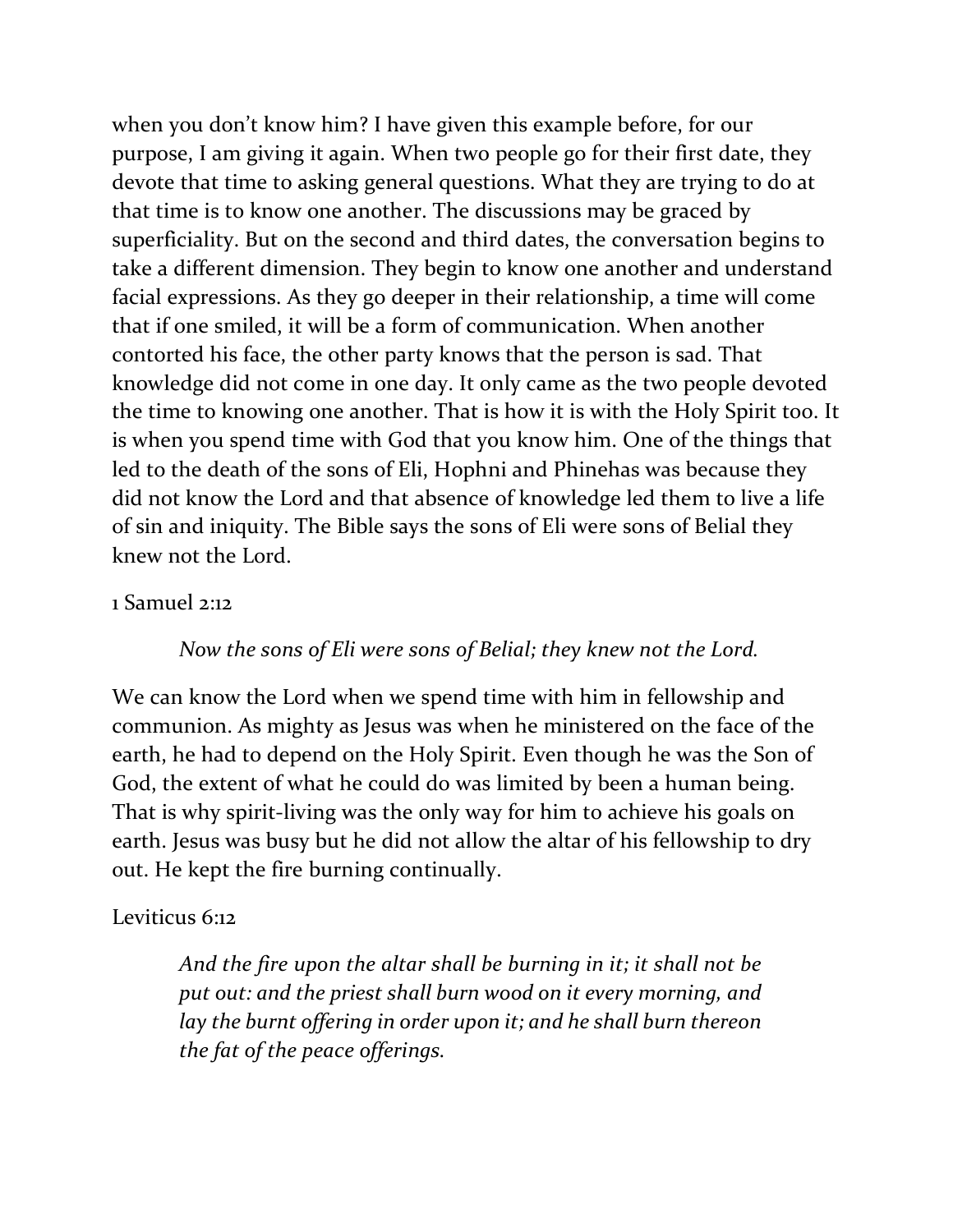when you don't know him? I have given this example before, for our purpose, I am giving it again. When two people go for their first date, they devote that time to asking general questions. What they are trying to do at that time is to know one another. The discussions may be graced by superficiality. But on the second and third dates, the conversation begins to take a different dimension. They begin to know one another and understand facial expressions. As they go deeper in their relationship, a time will come that if one smiled, it will be a form of communication. When another contorted his face, the other party knows that the person is sad. That knowledge did not come in one day. It only came as the two people devoted the time to knowing one another. That is how it is with the Holy Spirit too. It is when you spend time with God that you know him. One of the things that led to the death of the sons of Eli, Hophni and Phinehas was because they did not know the Lord and that absence of knowledge led them to live a life of sin and iniquity. The Bible says the sons of Eli were sons of Belial they knew not the Lord.

1 Samuel 2:12

> *Now the sons of Eli were sons of Belial; they knew not the Lord.*

We can know the Lord when we spend time with him in fellowship and communion. As mighty as Jesus was when he ministered on the face of the earth, he had to depend on the Holy Spirit. Even though he was the Son of God, the extent of what he could do was limited by been a human being. That is why spirit-living was the only way for him to achieve his goals on earth. Jesus was busy but he did not allow the altar of his fellowship to dry out. He kept the fire burning continually.

Leviticus 6:12

> *And the fire upon the altar shall be burning in it; it shall not be put out: and the priest shall burn wood on it every morning, and lay the burnt offering in order upon it; and he shall burn thereon the fat of the peace offerings.*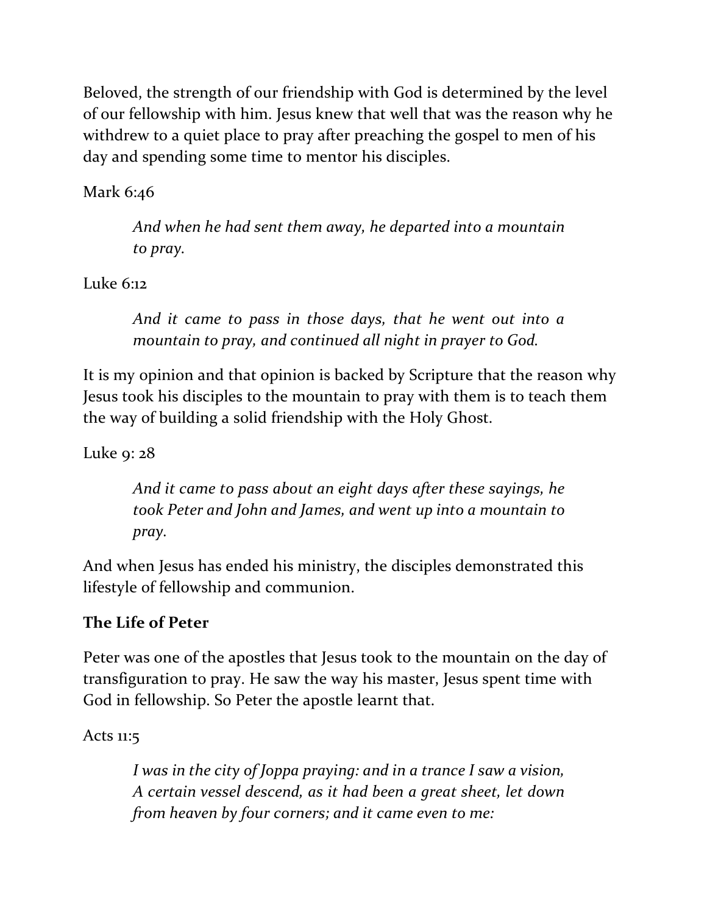Beloved, the strength of our friendship with God is determined by the level of our fellowship with him. Jesus knew that well that was the reason why he withdrew to a quiet place to pray after preaching the gospel to men of his day and spending some time to mentor his disciples.

Mark 6:46

> *And when he had sent them away, he departed into a mountain to pray.*

Luke 6:12

> *And it came to pass in those days, that he went out into a mountain to pray, and continued all night in prayer to God.*

It is my opinion and that opinion is backed by Scripture that the reason why Jesus took his disciples to the mountain to pray with them is to teach them the way of building a solid friendship with the Holy Ghost.

Luke 9: 28

> *And it came to pass about an eight days after these sayings, he took Peter and John and James, and went up into a mountain to pray.*

And when Jesus has ended his ministry, the disciples demonstrated this lifestyle of fellowship and communion.

**The Life of Peter**

Peter was one of the apostles that Jesus took to the mountain on the day of transfiguration to pray. He saw the way his master, Jesus spent time with God in fellowship. So Peter the apostle learnt that.

Acts 11:5

> *I was in the city of Joppa praying: and in a trance I saw a vision, A certain vessel descend, as it had been a great sheet, let down from heaven by four corners; and it came even to me:*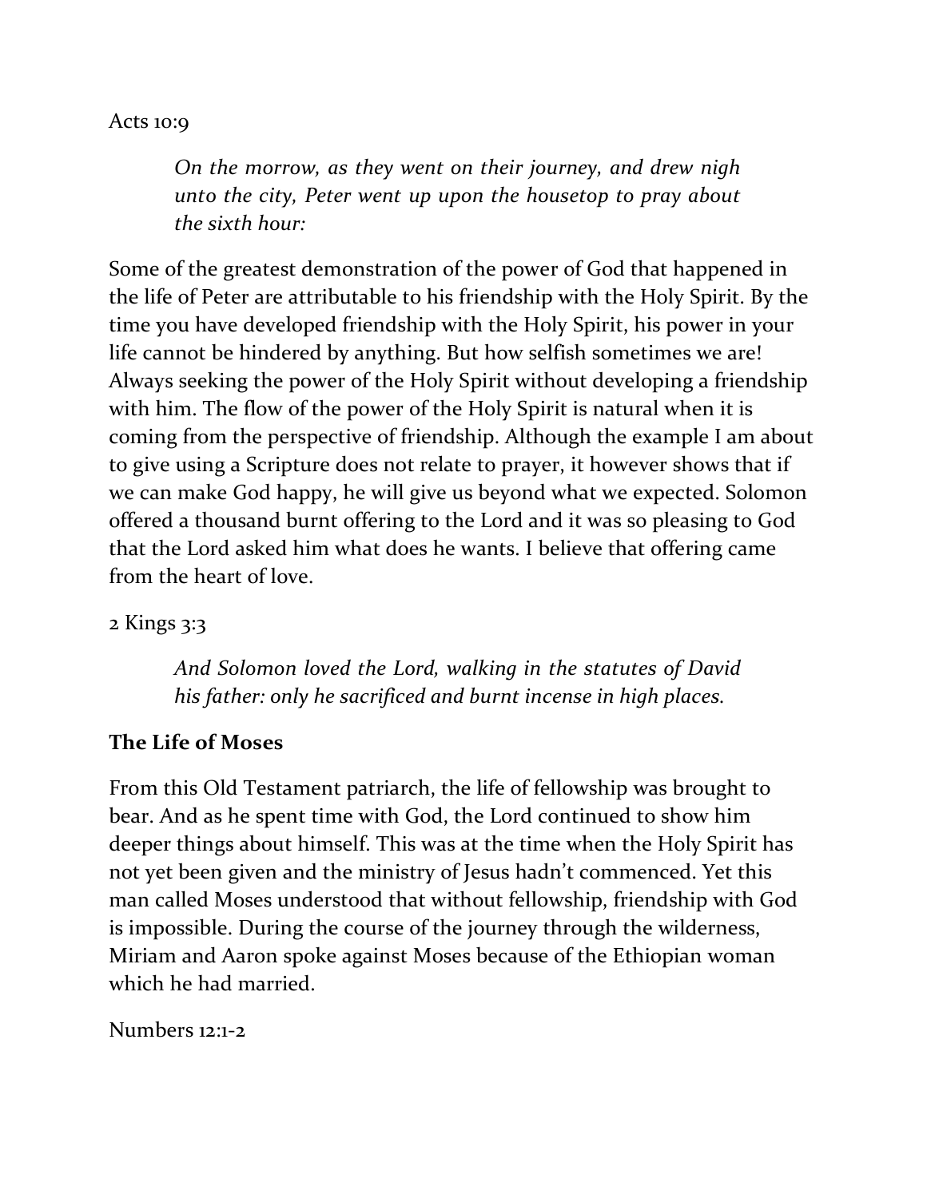Acts 10:9

> *On the morrow, as they went on their journey, and drew nigh unto the city, Peter went up upon the housetop to pray about the sixth hour:*

Some of the greatest demonstration of the power of God that happened in the life of Peter are attributable to his friendship with the Holy Spirit. By the time you have developed friendship with the Holy Spirit, his power in your life cannot be hindered by anything. But how selfish sometimes we are! Always seeking the power of the Holy Spirit without developing a friendship with him. The flow of the power of the Holy Spirit is natural when it is coming from the perspective of friendship. Although the example I am about to give using a Scripture does not relate to prayer, it however shows that if we can make God happy, he will give us beyond what we expected. Solomon offered a thousand burnt offering to the Lord and it was so pleasing to God that the Lord asked him what does he wants. I believe that offering came from the heart of love.

2 Kings 3:3

> *And Solomon loved the Lord, walking in the statutes of David his father: only he sacrificed and burnt incense in high places.*

**The Life of Moses**

From this Old Testament patriarch, the life of fellowship was brought to bear. And as he spent time with God, the Lord continued to show him deeper things about himself. This was at the time when the Holy Spirit has not yet been given and the ministry of Jesus hadn't commenced. Yet this man called Moses understood that without fellowship, friendship with God is impossible. During the course of the journey through the wilderness, Miriam and Aaron spoke against Moses because of the Ethiopian woman which he had married.

Numbers 12:1-2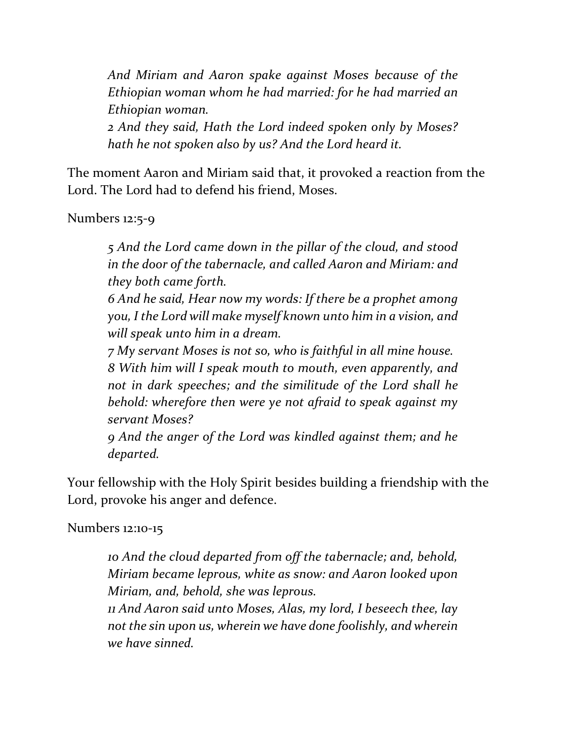> *And Miriam and Aaron spake against Moses because of the Ethiopian woman whom he had married: for he had married an Ethiopian woman.*
>
> *2 And they said, Hath the Lord indeed spoken only by Moses? hath he not spoken also by us? And the Lord heard it.*

The moment Aaron and Miriam said that, it provoked a reaction from the Lord. The Lord had to defend his friend, Moses.

Numbers 12:5-9

> *5 And the Lord came down in the pillar of the cloud, and stood in the door of the tabernacle, and called Aaron and Miriam: and they both came forth.*
>
> *6 And he said, Hear now my words: If there be a prophet among you, I the Lord will make myself known unto him in a vision, and will speak unto him in a dream.*
>
> *7 My servant Moses is not so, who is faithful in all mine house.*
>
> *8 With him will I speak mouth to mouth, even apparently, and not in dark speeches; and the similitude of the Lord shall he behold: wherefore then were ye not afraid to speak against my servant Moses?*
>
> *9 And the anger of the Lord was kindled against them; and he departed.*

Your fellowship with the Holy Spirit besides building a friendship with the Lord, provoke his anger and defence.

Numbers 12:10-15

> *10 And the cloud departed from off the tabernacle; and, behold, Miriam became leprous, white as snow: and Aaron looked upon Miriam, and, behold, she was leprous.*
>
> *11 And Aaron said unto Moses, Alas, my lord, I beseech thee, lay not the sin upon us, wherein we have done foolishly, and wherein we have sinned.*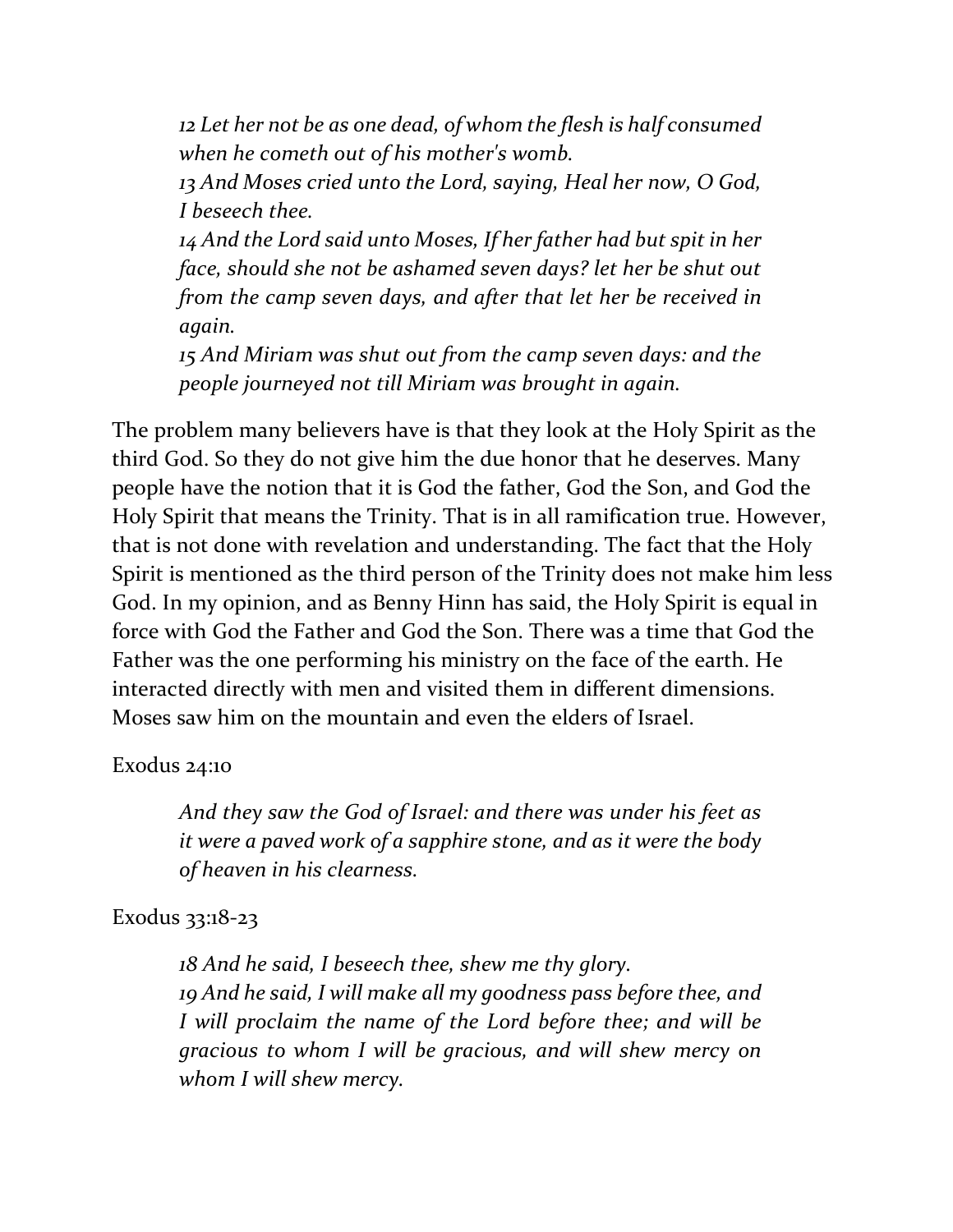> *12 Let her not be as one dead, of whom the flesh is half consumed when he cometh out of his mother's womb.*
> *13 And Moses cried unto the Lord, saying, Heal her now, O God, I beseech thee.*
> *14 And the Lord said unto Moses, If her father had but spit in her face, should she not be ashamed seven days? let her be shut out from the camp seven days, and after that let her be received in again.*
> *15 And Miriam was shut out from the camp seven days: and the people journeyed not till Miriam was brought in again.*

The problem many believers have is that they look at the Holy Spirit as the third God. So they do not give him the due honor that he deserves. Many people have the notion that it is God the father, God the Son, and God the Holy Spirit that means the Trinity. That is in all ramification true. However, that is not done with revelation and understanding. The fact that the Holy Spirit is mentioned as the third person of the Trinity does not make him less God. In my opinion, and as Benny Hinn has said, the Holy Spirit is equal in force with God the Father and God the Son. There was a time that God the Father was the one performing his ministry on the face of the earth. He interacted directly with men and visited them in different dimensions. Moses saw him on the mountain and even the elders of Israel.

Exodus 24:10

> *And they saw the God of Israel: and there was under his feet as it were a paved work of a sapphire stone, and as it were the body of heaven in his clearness.*

Exodus 33:18-23

> *18 And he said, I beseech thee, shew me thy glory.*
> *19 And he said, I will make all my goodness pass before thee, and I will proclaim the name of the Lord before thee; and will be gracious to whom I will be gracious, and will shew mercy on whom I will shew mercy.*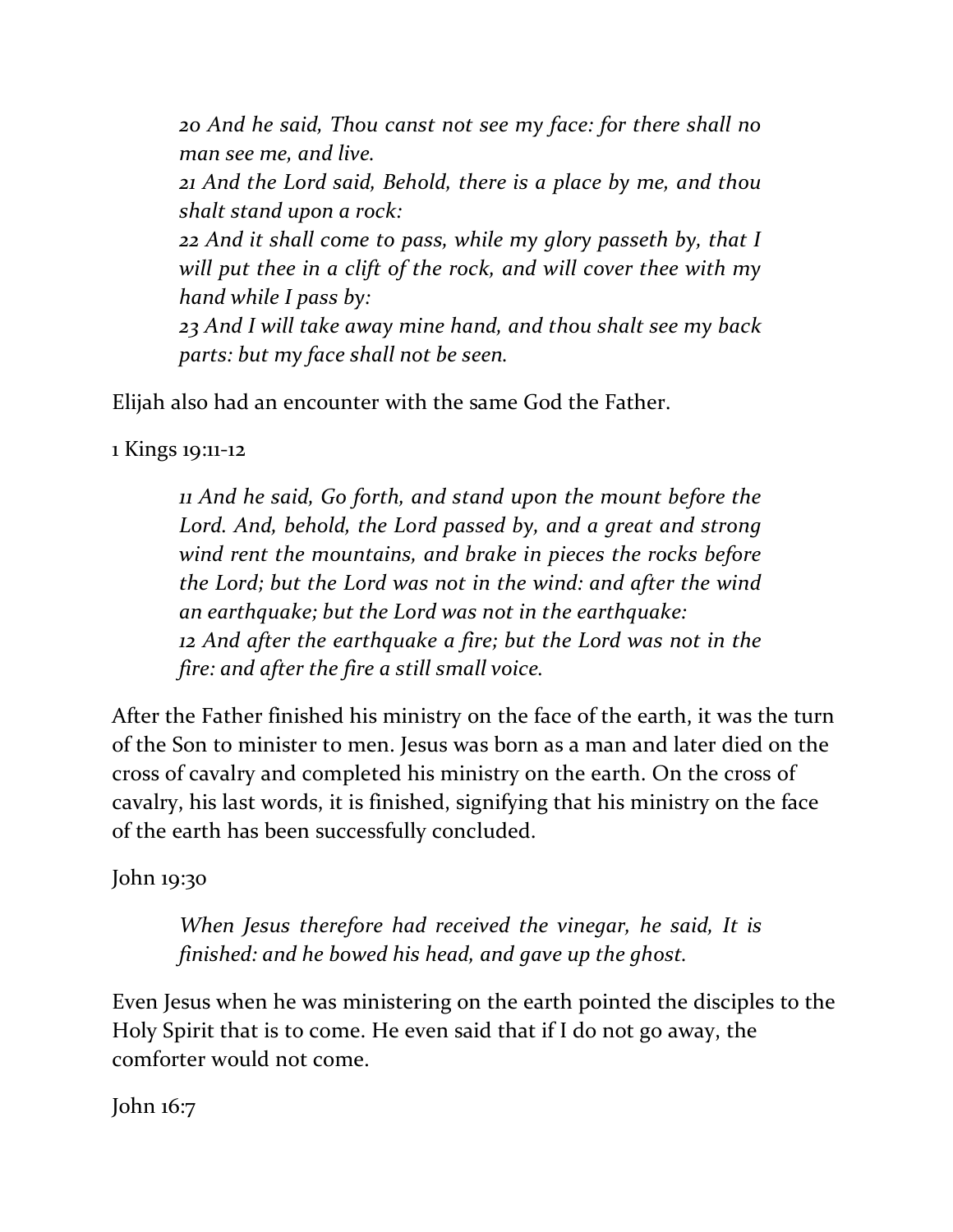> *20 And he said, Thou canst not see my face: for there shall no man see me, and live.*
> *21 And the Lord said, Behold, there is a place by me, and thou shalt stand upon a rock:*
> *22 And it shall come to pass, while my glory passeth by, that I will put thee in a clift of the rock, and will cover thee with my hand while I pass by:*
> *23 And I will take away mine hand, and thou shalt see my back parts: but my face shall not be seen.*

Elijah also had an encounter with the same God the Father.

1 Kings 19:11-12

> *11 And he said, Go forth, and stand upon the mount before the Lord. And, behold, the Lord passed by, and a great and strong wind rent the mountains, and brake in pieces the rocks before the Lord; but the Lord was not in the wind: and after the wind an earthquake; but the Lord was not in the earthquake:*
> *12 And after the earthquake a fire; but the Lord was not in the fire: and after the fire a still small voice.*

After the Father finished his ministry on the face of the earth, it was the turn of the Son to minister to men. Jesus was born as a man and later died on the cross of cavalry and completed his ministry on the earth. On the cross of cavalry, his last words, it is finished, signifying that his ministry on the face of the earth has been successfully concluded.

John 19:30

> *When Jesus therefore had received the vinegar, he said, It is finished: and he bowed his head, and gave up the ghost.*

Even Jesus when he was ministering on the earth pointed the disciples to the Holy Spirit that is to come. He even said that if I do not go away, the comforter would not come.

John 16:7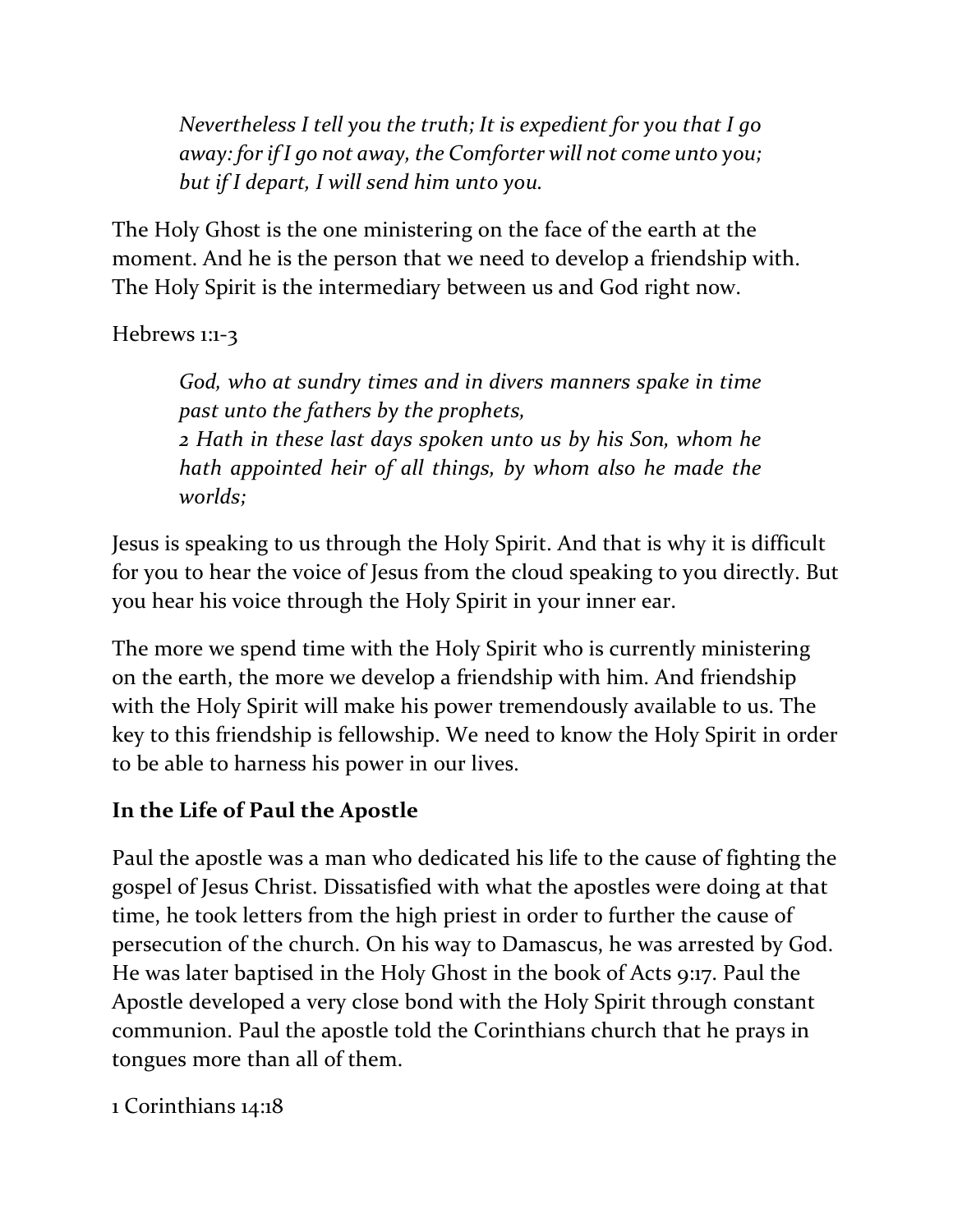> *Nevertheless I tell you the truth; It is expedient for you that I go away: for if I go not away, the Comforter will not come unto you; but if I depart, I will send him unto you.*

The Holy Ghost is the one ministering on the face of the earth at the moment. And he is the person that we need to develop a friendship with. The Holy Spirit is the intermediary between us and God right now.

Hebrews 1:1-3

> *God, who at sundry times and in divers manners spake in time past unto the fathers by the prophets,*
> *2 Hath in these last days spoken unto us by his Son, whom he hath appointed heir of all things, by whom also he made the worlds;*

Jesus is speaking to us through the Holy Spirit. And that is why it is difficult for you to hear the voice of Jesus from the cloud speaking to you directly. But you hear his voice through the Holy Spirit in your inner ear.

The more we spend time with the Holy Spirit who is currently ministering on the earth, the more we develop a friendship with him. And friendship with the Holy Spirit will make his power tremendously available to us. The key to this friendship is fellowship. We need to know the Holy Spirit in order to be able to harness his power in our lives.

**In the Life of Paul the Apostle**

Paul the apostle was a man who dedicated his life to the cause of fighting the gospel of Jesus Christ. Dissatisfied with what the apostles were doing at that time, he took letters from the high priest in order to further the cause of persecution of the church. On his way to Damascus, he was arrested by God. He was later baptised in the Holy Ghost in the book of Acts 9:17. Paul the Apostle developed a very close bond with the Holy Spirit through constant communion. Paul the apostle told the Corinthians church that he prays in tongues more than all of them.

1 Corinthians 14:18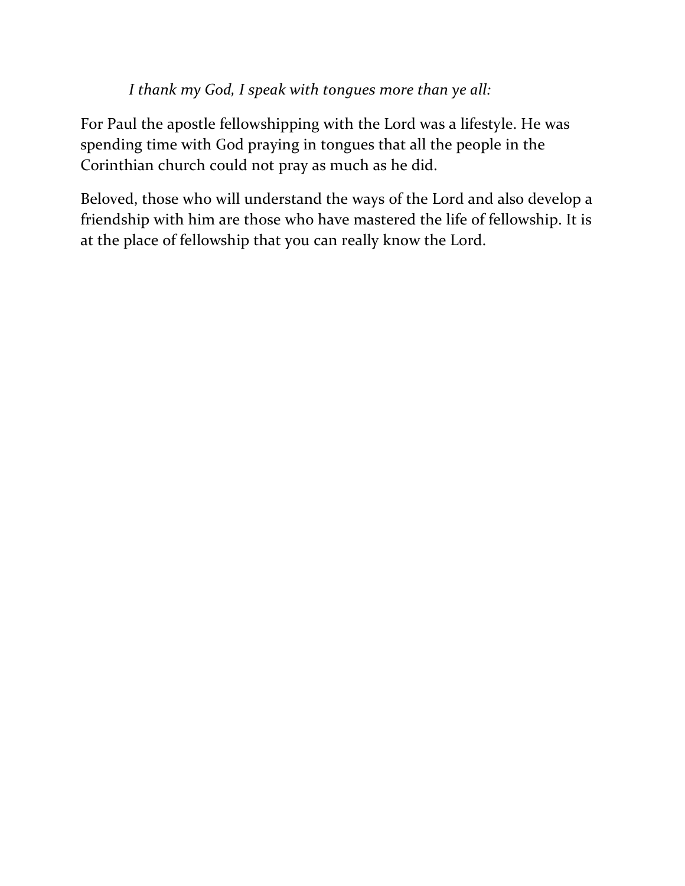*I thank my God, I speak with tongues more than ye all:*

For Paul the apostle fellowshipping with the Lord was a lifestyle. He was spending time with God praying in tongues that all the people in the Corinthian church could not pray as much as he did.

Beloved, those who will understand the ways of the Lord and also develop a friendship with him are those who have mastered the life of fellowship. It is at the place of fellowship that you can really know the Lord.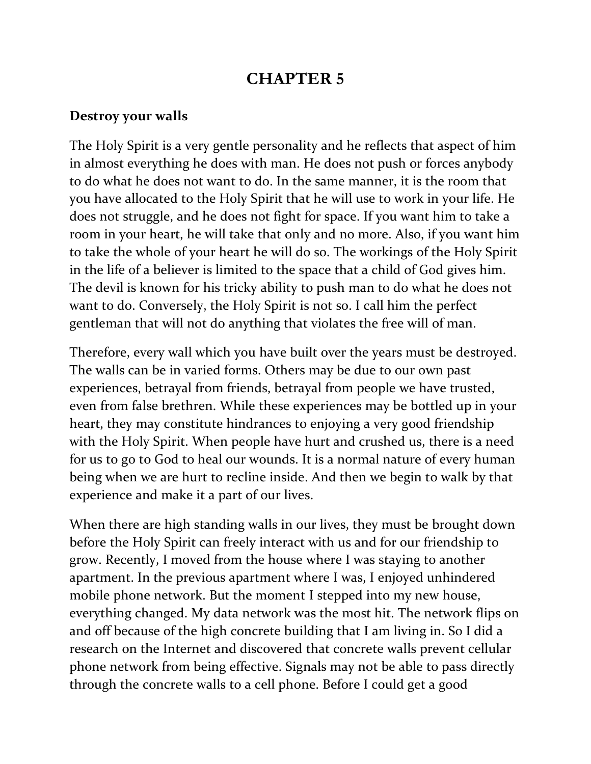# CHAPTER 5

**Destroy your walls**

The Holy Spirit is a very gentle personality and he reflects that aspect of him in almost everything he does with man. He does not push or forces anybody to do what he does not want to do. In the same manner, it is the room that you have allocated to the Holy Spirit that he will use to work in your life. He does not struggle, and he does not fight for space. If you want him to take a room in your heart, he will take that only and no more. Also, if you want him to take the whole of your heart he will do so. The workings of the Holy Spirit in the life of a believer is limited to the space that a child of God gives him. The devil is known for his tricky ability to push man to do what he does not want to do. Conversely, the Holy Spirit is not so. I call him the perfect gentleman that will not do anything that violates the free will of man.

Therefore, every wall which you have built over the years must be destroyed. The walls can be in varied forms. Others may be due to our own past experiences, betrayal from friends, betrayal from people we have trusted, even from false brethren. While these experiences may be bottled up in your heart, they may constitute hindrances to enjoying a very good friendship with the Holy Spirit. When people have hurt and crushed us, there is a need for us to go to God to heal our wounds. It is a normal nature of every human being when we are hurt to recline inside. And then we begin to walk by that experience and make it a part of our lives.

When there are high standing walls in our lives, they must be brought down before the Holy Spirit can freely interact with us and for our friendship to grow. Recently, I moved from the house where I was staying to another apartment. In the previous apartment where I was, I enjoyed unhindered mobile phone network. But the moment I stepped into my new house, everything changed. My data network was the most hit. The network flips on and off because of the high concrete building that I am living in. So I did a research on the Internet and discovered that concrete walls prevent cellular phone network from being effective. Signals may not be able to pass directly through the concrete walls to a cell phone. Before I could get a good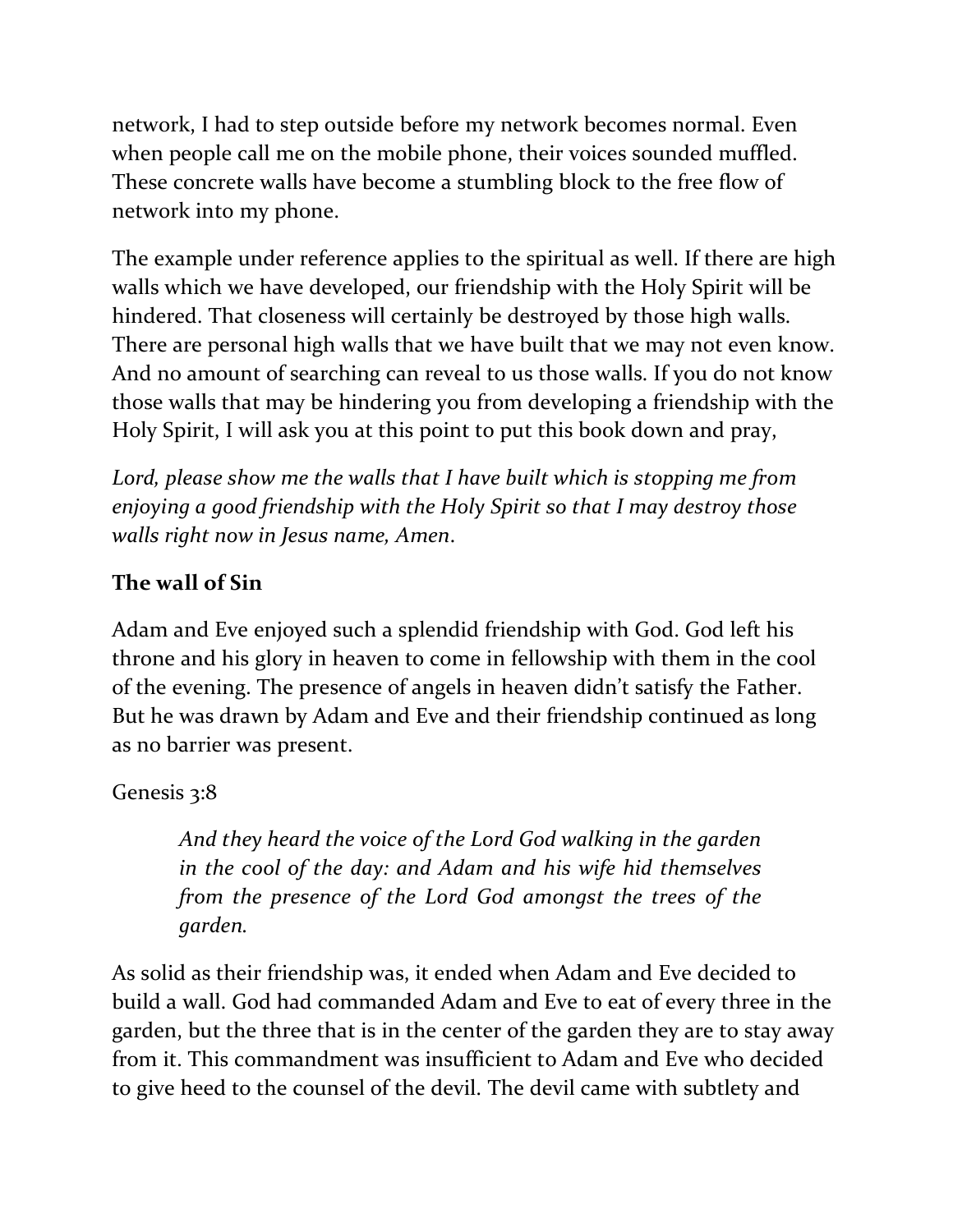network, I had to step outside before my network becomes normal. Even when people call me on the mobile phone, their voices sounded muffled. These concrete walls have become a stumbling block to the free flow of network into my phone.

The example under reference applies to the spiritual as well. If there are high walls which we have developed, our friendship with the Holy Spirit will be hindered. That closeness will certainly be destroyed by those high walls. There are personal high walls that we have built that we may not even know. And no amount of searching can reveal to us those walls. If you do not know those walls that may be hindering you from developing a friendship with the Holy Spirit, I will ask you at this point to put this book down and pray,

*Lord, please show me the walls that I have built which is stopping me from enjoying a good friendship with the Holy Spirit so that I may destroy those walls right now in Jesus name, Amen.*

**The wall of Sin**

Adam and Eve enjoyed such a splendid friendship with God. God left his throne and his glory in heaven to come in fellowship with them in the cool of the evening. The presence of angels in heaven didn't satisfy the Father. But he was drawn by Adam and Eve and their friendship continued as long as no barrier was present.

Genesis 3:8

> *And they heard the voice of the Lord God walking in the garden in the cool of the day: and Adam and his wife hid themselves from the presence of the Lord God amongst the trees of the garden.*

As solid as their friendship was, it ended when Adam and Eve decided to build a wall. God had commanded Adam and Eve to eat of every three in the garden, but the three that is in the center of the garden they are to stay away from it. This commandment was insufficient to Adam and Eve who decided to give heed to the counsel of the devil. The devil came with subtlety and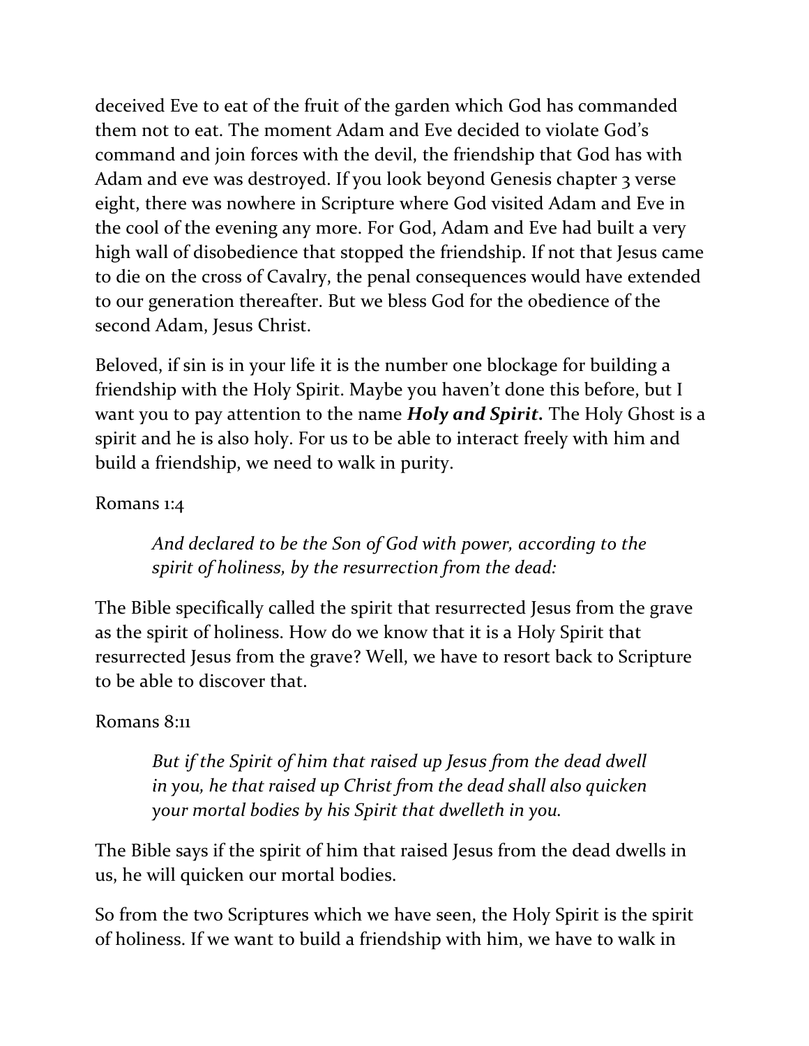deceived Eve to eat of the fruit of the garden which God has commanded them not to eat. The moment Adam and Eve decided to violate God's command and join forces with the devil, the friendship that God has with Adam and eve was destroyed. If you look beyond Genesis chapter 3 verse eight, there was nowhere in Scripture where God visited Adam and Eve in the cool of the evening any more. For God, Adam and Eve had built a very high wall of disobedience that stopped the friendship. If not that Jesus came to die on the cross of Cavalry, the penal consequences would have extended to our generation thereafter. But we bless God for the obedience of the second Adam, Jesus Christ.

Beloved, if sin is in your life it is the number one blockage for building a friendship with the Holy Spirit. Maybe you haven't done this before, but I want you to pay attention to the name ***Holy and Spirit.*** The Holy Ghost is a spirit and he is also holy. For us to be able to interact freely with him and build a friendship, we need to walk in purity.

Romans 1:4

> *And declared to be the Son of God with power, according to the spirit of holiness, by the resurrection from the dead:*

The Bible specifically called the spirit that resurrected Jesus from the grave as the spirit of holiness. How do we know that it is a Holy Spirit that resurrected Jesus from the grave? Well, we have to resort back to Scripture to be able to discover that.

Romans 8:11

> *But if the Spirit of him that raised up Jesus from the dead dwell in you, he that raised up Christ from the dead shall also quicken your mortal bodies by his Spirit that dwelleth in you.*

The Bible says if the spirit of him that raised Jesus from the dead dwells in us, he will quicken our mortal bodies.

So from the two Scriptures which we have seen, the Holy Spirit is the spirit of holiness. If we want to build a friendship with him, we have to walk in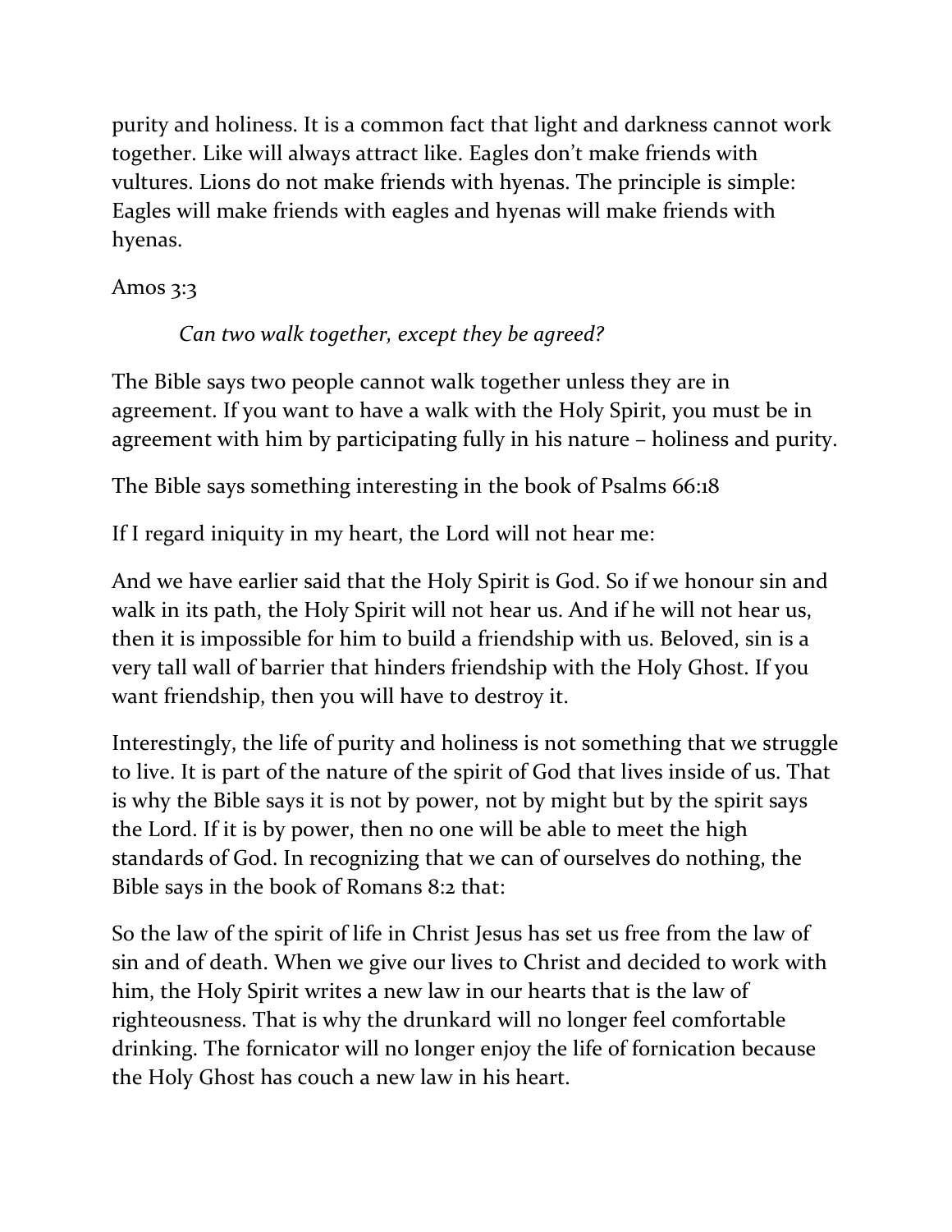purity and holiness. It is a common fact that light and darkness cannot work together. Like will always attract like. Eagles don't make friends with vultures. Lions do not make friends with hyenas. The principle is simple: Eagles will make friends with eagles and hyenas will make friends with hyenas.

Amos 3:3

> *Can two walk together, except they be agreed?*

The Bible says two people cannot walk together unless they are in agreement. If you want to have a walk with the Holy Spirit, you must be in agreement with him by participating fully in his nature – holiness and purity.

The Bible says something interesting in the book of Psalms 66:18

If I regard iniquity in my heart, the Lord will not hear me:

And we have earlier said that the Holy Spirit is God. So if we honour sin and walk in its path, the Holy Spirit will not hear us. And if he will not hear us, then it is impossible for him to build a friendship with us. Beloved, sin is a very tall wall of barrier that hinders friendship with the Holy Ghost. If you want friendship, then you will have to destroy it.

Interestingly, the life of purity and holiness is not something that we struggle to live. It is part of the nature of the spirit of God that lives inside of us. That is why the Bible says it is not by power, not by might but by the spirit says the Lord. If it is by power, then no one will be able to meet the high standards of God. In recognizing that we can of ourselves do nothing, the Bible says in the book of Romans 8:2 that:

So the law of the spirit of life in Christ Jesus has set us free from the law of sin and of death. When we give our lives to Christ and decided to work with him, the Holy Spirit writes a new law in our hearts that is the law of righteousness. That is why the drunkard will no longer feel comfortable drinking. The fornicator will no longer enjoy the life of fornication because the Holy Ghost has couch a new law in his heart.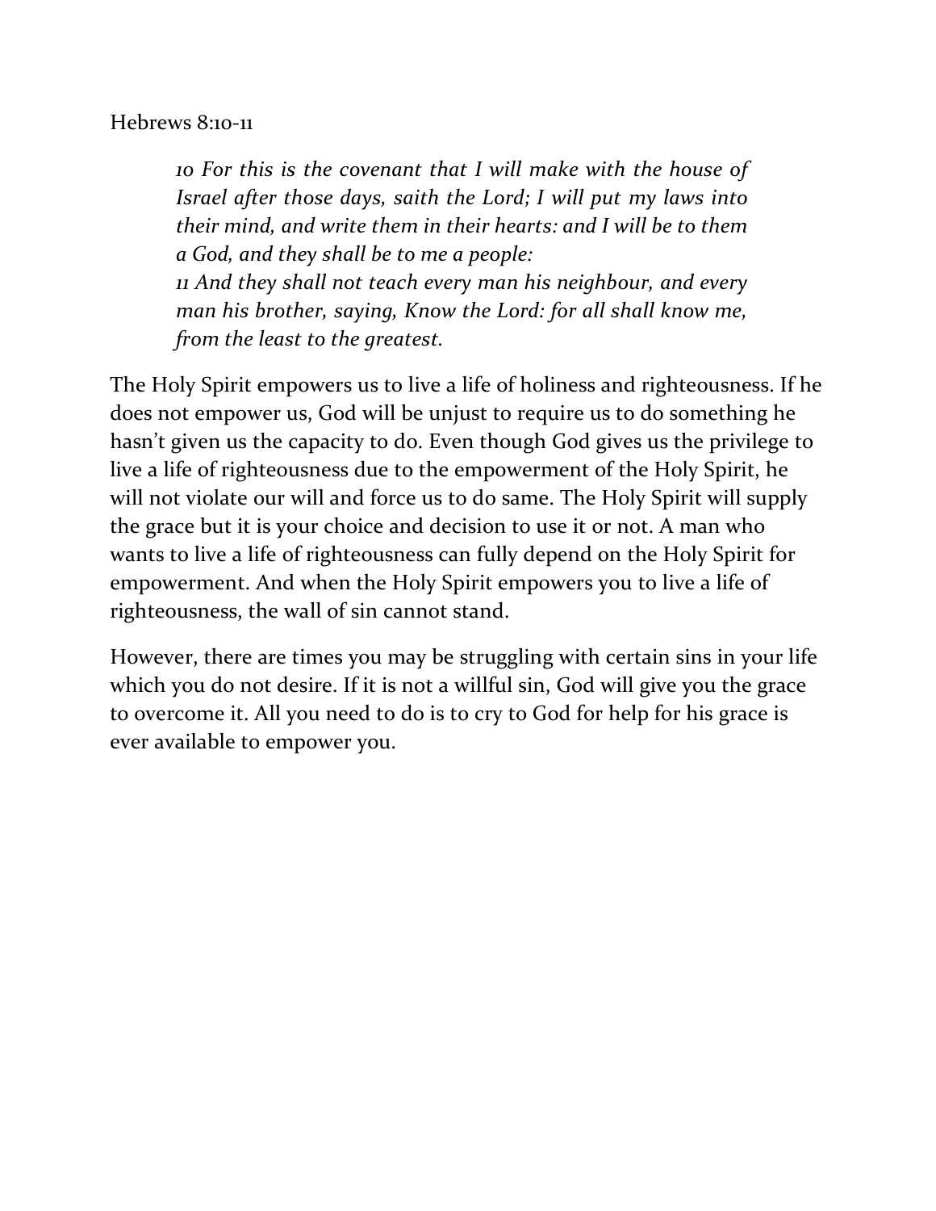Hebrews 8:10-11

> *10 For this is the covenant that I will make with the house of Israel after those days, saith the Lord; I will put my laws into their mind, and write them in their hearts: and I will be to them a God, and they shall be to me a people:*
> *11 And they shall not teach every man his neighbour, and every man his brother, saying, Know the Lord: for all shall know me, from the least to the greatest.*

The Holy Spirit empowers us to live a life of holiness and righteousness. If he does not empower us, God will be unjust to require us to do something he hasn't given us the capacity to do. Even though God gives us the privilege to live a life of righteousness due to the empowerment of the Holy Spirit, he will not violate our will and force us to do same. The Holy Spirit will supply the grace but it is your choice and decision to use it or not. A man who wants to live a life of righteousness can fully depend on the Holy Spirit for empowerment. And when the Holy Spirit empowers you to live a life of righteousness, the wall of sin cannot stand.

However, there are times you may be struggling with certain sins in your life which you do not desire. If it is not a willful sin, God will give you the grace to overcome it. All you need to do is to cry to God for help for his grace is ever available to empower you.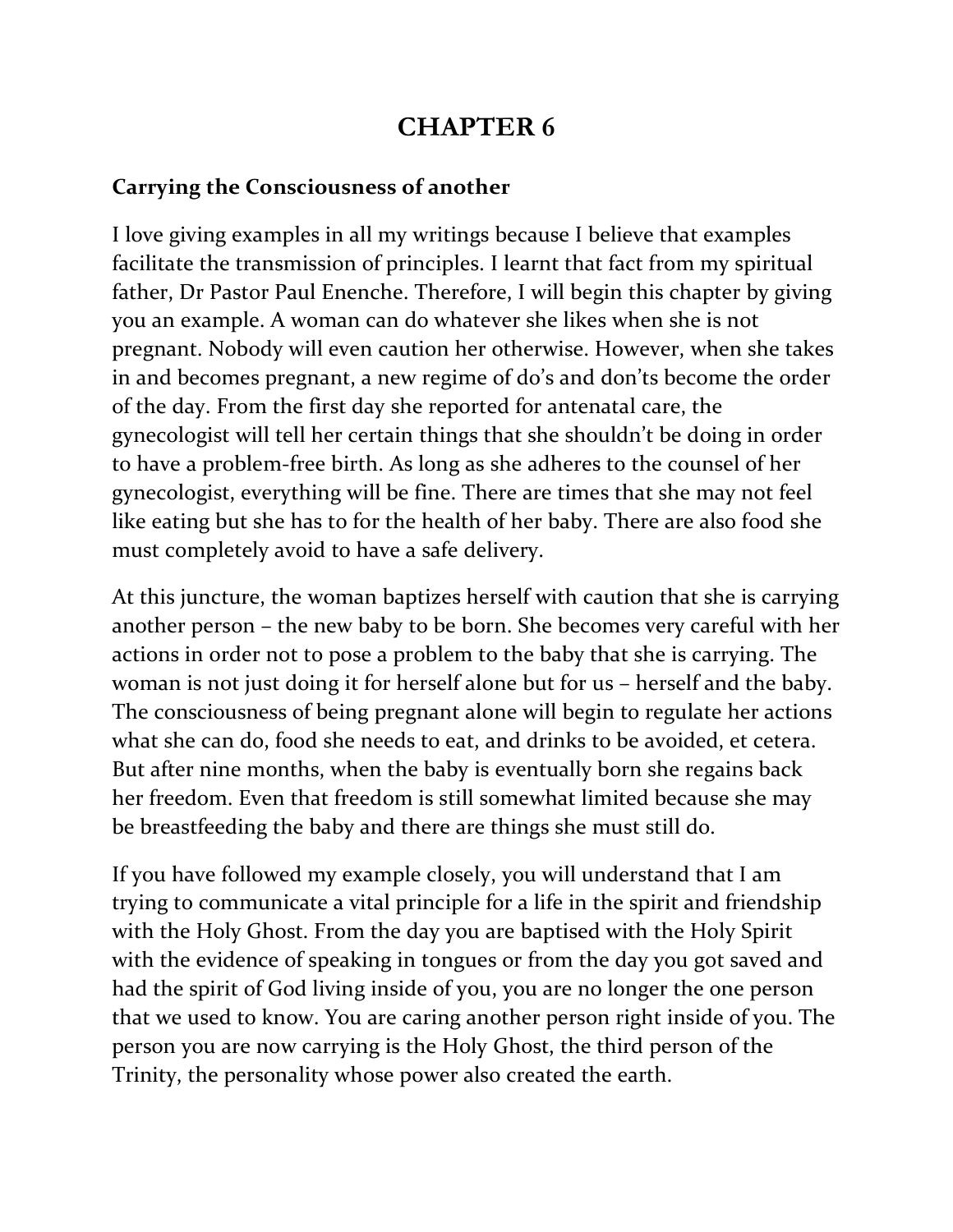# CHAPTER 6

**Carrying the Consciousness of another**

I love giving examples in all my writings because I believe that examples facilitate the transmission of principles. I learnt that fact from my spiritual father, Dr Pastor Paul Enenche. Therefore, I will begin this chapter by giving you an example. A woman can do whatever she likes when she is not pregnant. Nobody will even caution her otherwise. However, when she takes in and becomes pregnant, a new regime of do's and don'ts become the order of the day. From the first day she reported for antenatal care, the gynecologist will tell her certain things that she shouldn't be doing in order to have a problem-free birth. As long as she adheres to the counsel of her gynecologist, everything will be fine. There are times that she may not feel like eating but she has to for the health of her baby. There are also food she must completely avoid to have a safe delivery.

At this juncture, the woman baptizes herself with caution that she is carrying another person – the new baby to be born. She becomes very careful with her actions in order not to pose a problem to the baby that she is carrying. The woman is not just doing it for herself alone but for us – herself and the baby. The consciousness of being pregnant alone will begin to regulate her actions what she can do, food she needs to eat, and drinks to be avoided, et cetera. But after nine months, when the baby is eventually born she regains back her freedom. Even that freedom is still somewhat limited because she may be breastfeeding the baby and there are things she must still do.

If you have followed my example closely, you will understand that I am trying to communicate a vital principle for a life in the spirit and friendship with the Holy Ghost. From the day you are baptised with the Holy Spirit with the evidence of speaking in tongues or from the day you got saved and had the spirit of God living inside of you, you are no longer the one person that we used to know. You are caring another person right inside of you. The person you are now carrying is the Holy Ghost, the third person of the Trinity, the personality whose power also created the earth.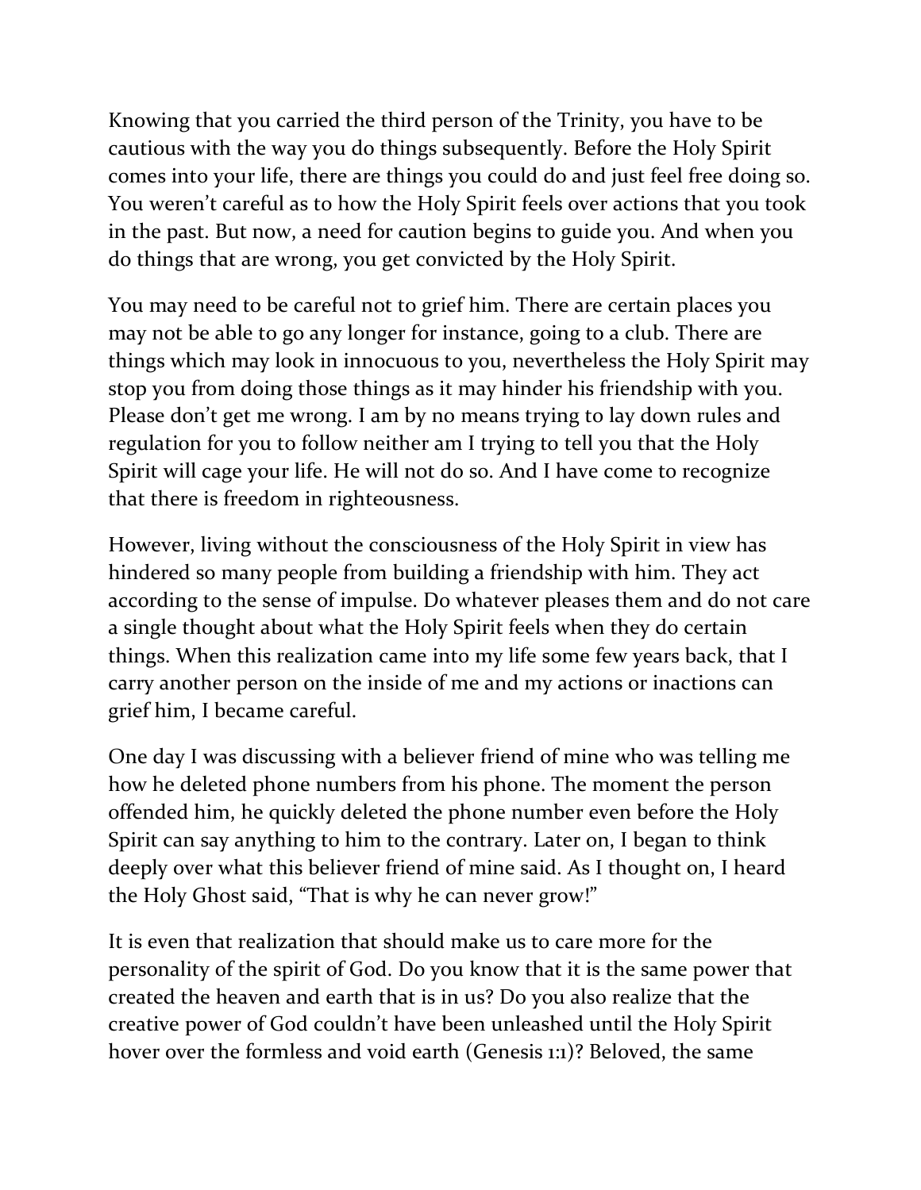Knowing that you carried the third person of the Trinity, you have to be cautious with the way you do things subsequently. Before the Holy Spirit comes into your life, there are things you could do and just feel free doing so. You weren't careful as to how the Holy Spirit feels over actions that you took in the past. But now, a need for caution begins to guide you. And when you do things that are wrong, you get convicted by the Holy Spirit.

You may need to be careful not to grief him. There are certain places you may not be able to go any longer for instance, going to a club. There are things which may look in innocuous to you, nevertheless the Holy Spirit may stop you from doing those things as it may hinder his friendship with you. Please don't get me wrong. I am by no means trying to lay down rules and regulation for you to follow neither am I trying to tell you that the Holy Spirit will cage your life. He will not do so. And I have come to recognize that there is freedom in righteousness.

However, living without the consciousness of the Holy Spirit in view has hindered so many people from building a friendship with him. They act according to the sense of impulse. Do whatever pleases them and do not care a single thought about what the Holy Spirit feels when they do certain things. When this realization came into my life some few years back, that I carry another person on the inside of me and my actions or inactions can grief him, I became careful.

One day I was discussing with a believer friend of mine who was telling me how he deleted phone numbers from his phone. The moment the person offended him, he quickly deleted the phone number even before the Holy Spirit can say anything to him to the contrary. Later on, I began to think deeply over what this believer friend of mine said. As I thought on, I heard the Holy Ghost said, "That is why he can never grow!"

It is even that realization that should make us to care more for the personality of the spirit of God. Do you know that it is the same power that created the heaven and earth that is in us? Do you also realize that the creative power of God couldn't have been unleashed until the Holy Spirit hover over the formless and void earth (Genesis 1:1)? Beloved, the same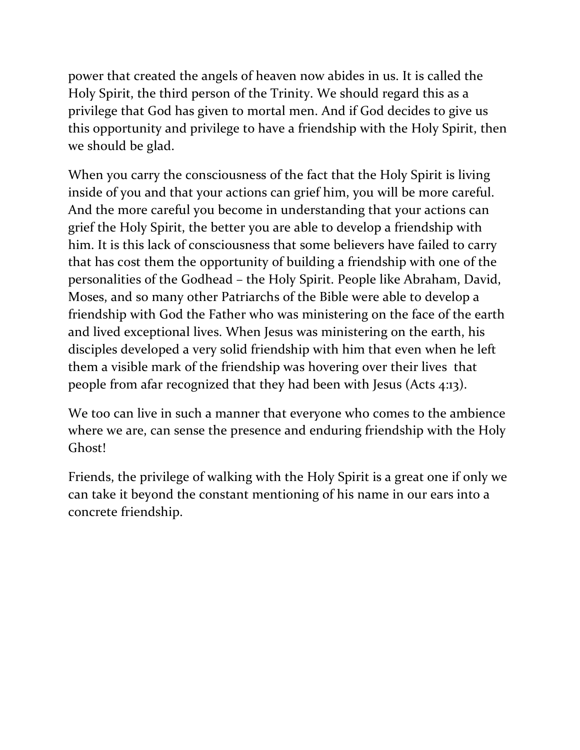power that created the angels of heaven now abides in us. It is called the Holy Spirit, the third person of the Trinity. We should regard this as a privilege that God has given to mortal men. And if God decides to give us this opportunity and privilege to have a friendship with the Holy Spirit, then we should be glad.

When you carry the consciousness of the fact that the Holy Spirit is living inside of you and that your actions can grief him, you will be more careful. And the more careful you become in understanding that your actions can grief the Holy Spirit, the better you are able to develop a friendship with him. It is this lack of consciousness that some believers have failed to carry that has cost them the opportunity of building a friendship with one of the personalities of the Godhead – the Holy Spirit. People like Abraham, David, Moses, and so many other Patriarchs of the Bible were able to develop a friendship with God the Father who was ministering on the face of the earth and lived exceptional lives. When Jesus was ministering on the earth, his disciples developed a very solid friendship with him that even when he left them a visible mark of the friendship was hovering over their lives that people from afar recognized that they had been with Jesus (Acts 4:13).

We too can live in such a manner that everyone who comes to the ambience where we are, can sense the presence and enduring friendship with the Holy Ghost!

Friends, the privilege of walking with the Holy Spirit is a great one if only we can take it beyond the constant mentioning of his name in our ears into a concrete friendship.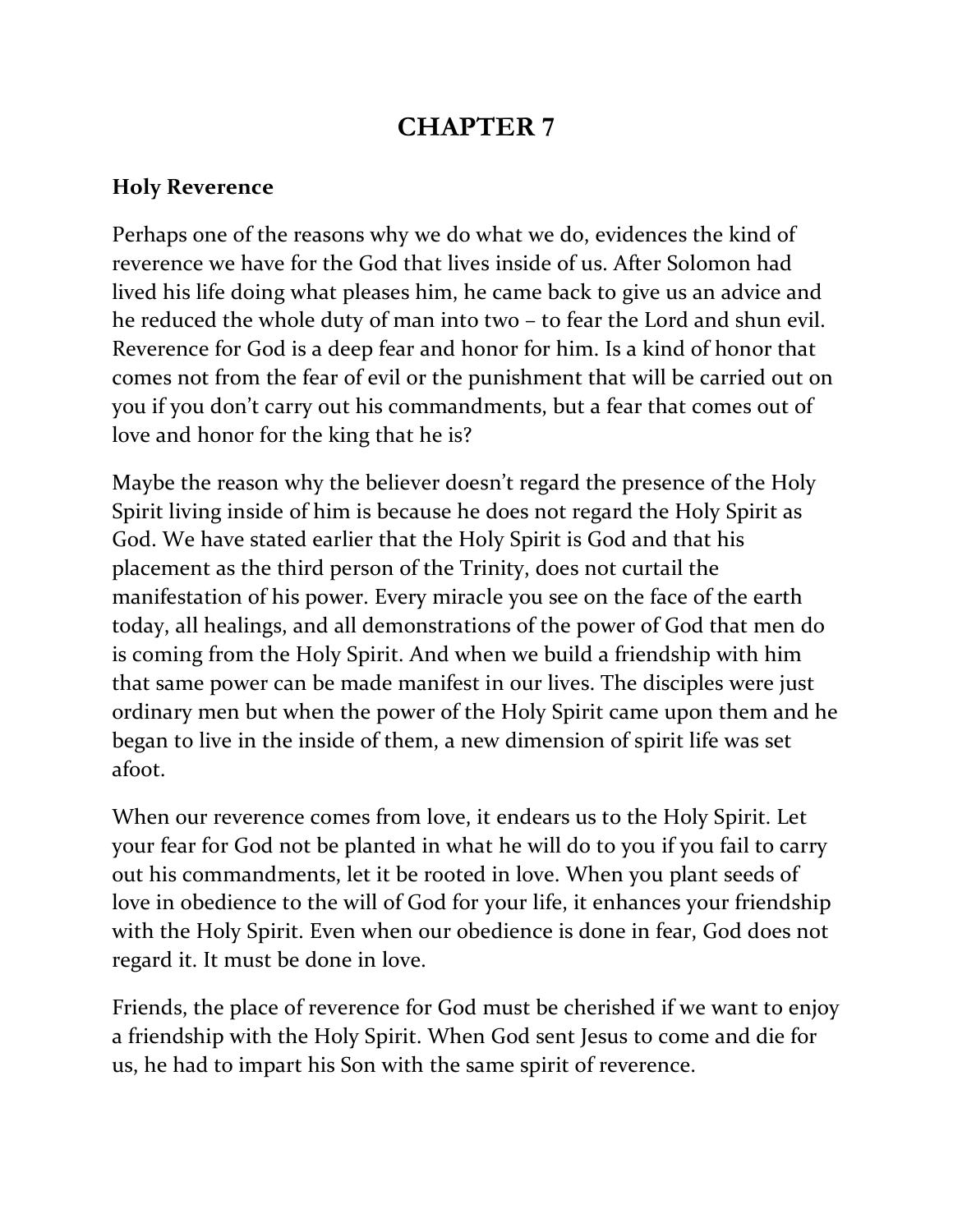# CHAPTER 7

### Holy Reverence

Perhaps one of the reasons why we do what we do, evidences the kind of reverence we have for the God that lives inside of us. After Solomon had lived his life doing what pleases him, he came back to give us an advice and he reduced the whole duty of man into two – to fear the Lord and shun evil. Reverence for God is a deep fear and honor for him. Is a kind of honor that comes not from the fear of evil or the punishment that will be carried out on you if you don't carry out his commandments, but a fear that comes out of love and honor for the king that he is?

Maybe the reason why the believer doesn't regard the presence of the Holy Spirit living inside of him is because he does not regard the Holy Spirit as God. We have stated earlier that the Holy Spirit is God and that his placement as the third person of the Trinity, does not curtail the manifestation of his power. Every miracle you see on the face of the earth today, all healings, and all demonstrations of the power of God that men do is coming from the Holy Spirit. And when we build a friendship with him that same power can be made manifest in our lives. The disciples were just ordinary men but when the power of the Holy Spirit came upon them and he began to live in the inside of them, a new dimension of spirit life was set afoot.

When our reverence comes from love, it endears us to the Holy Spirit. Let your fear for God not be planted in what he will do to you if you fail to carry out his commandments, let it be rooted in love. When you plant seeds of love in obedience to the will of God for your life, it enhances your friendship with the Holy Spirit. Even when our obedience is done in fear, God does not regard it. It must be done in love.

Friends, the place of reverence for God must be cherished if we want to enjoy a friendship with the Holy Spirit. When God sent Jesus to come and die for us, he had to impart his Son with the same spirit of reverence.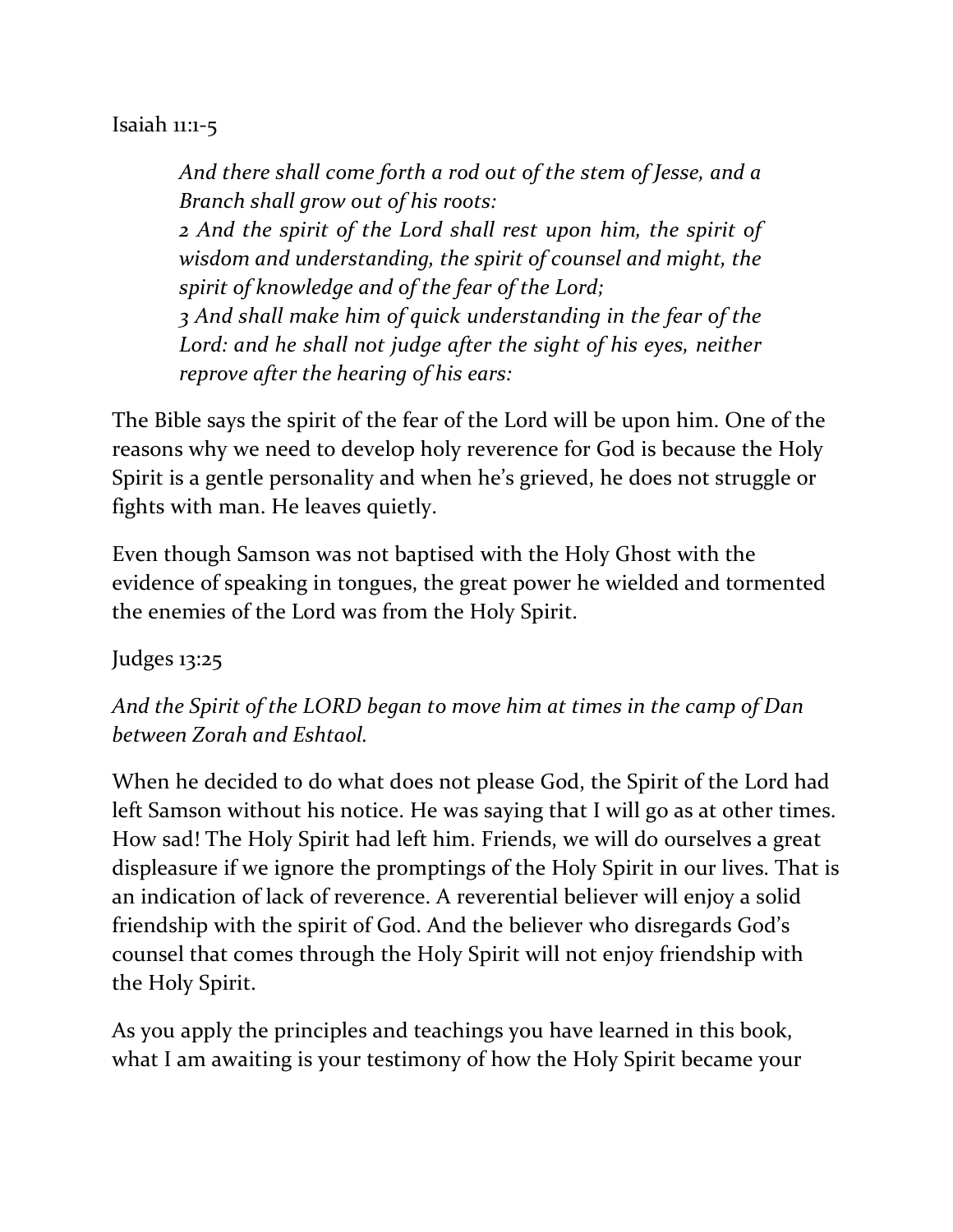Isaiah 11:1-5

> *And there shall come forth a rod out of the stem of Jesse, and a Branch shall grow out of his roots:*
> *2 And the spirit of the Lord shall rest upon him, the spirit of wisdom and understanding, the spirit of counsel and might, the spirit of knowledge and of the fear of the Lord;*
> *3 And shall make him of quick understanding in the fear of the Lord: and he shall not judge after the sight of his eyes, neither reprove after the hearing of his ears:*

The Bible says the spirit of the fear of the Lord will be upon him. One of the reasons why we need to develop holy reverence for God is because the Holy Spirit is a gentle personality and when he's grieved, he does not struggle or fights with man. He leaves quietly.

Even though Samson was not baptised with the Holy Ghost with the evidence of speaking in tongues, the great power he wielded and tormented the enemies of the Lord was from the Holy Spirit.

Judges 13:25

*And the Spirit of the LORD began to move him at times in the camp of Dan between Zorah and Eshtaol.*

When he decided to do what does not please God, the Spirit of the Lord had left Samson without his notice. He was saying that I will go as at other times. How sad! The Holy Spirit had left him. Friends, we will do ourselves a great displeasure if we ignore the promptings of the Holy Spirit in our lives. That is an indication of lack of reverence. A reverential believer will enjoy a solid friendship with the spirit of God. And the believer who disregards God's counsel that comes through the Holy Spirit will not enjoy friendship with the Holy Spirit.

As you apply the principles and teachings you have learned in this book, what I am awaiting is your testimony of how the Holy Spirit became your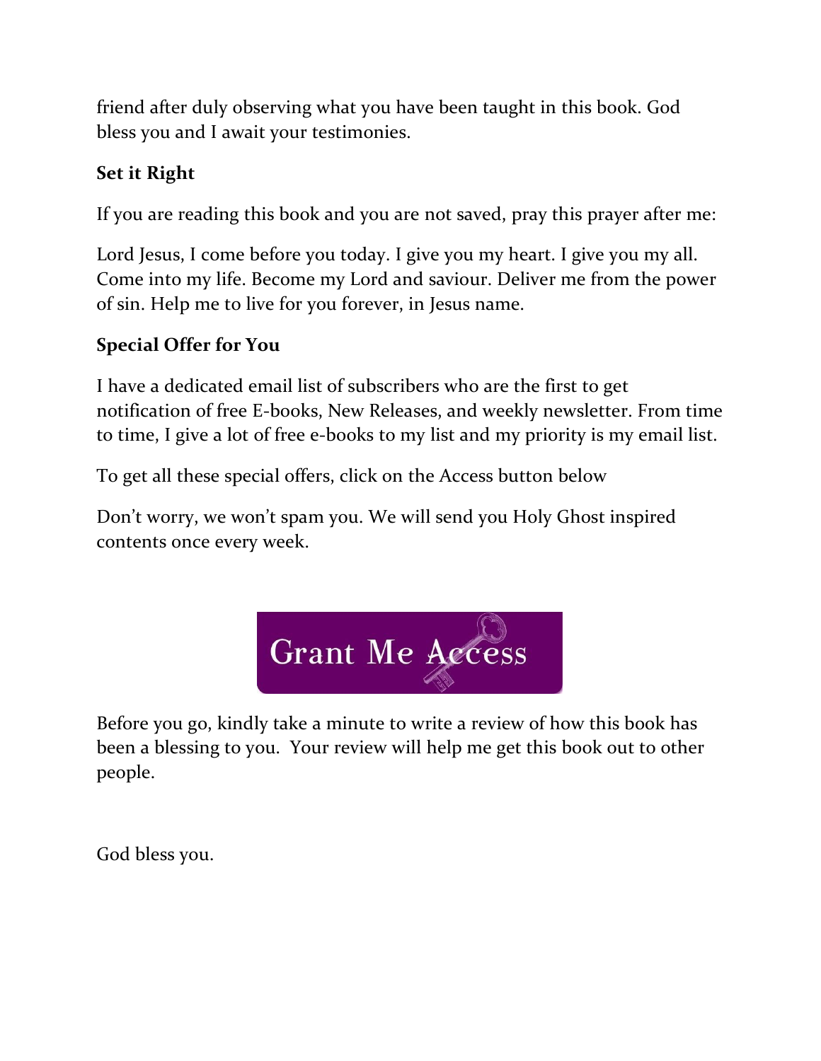friend after duly observing what you have been taught in this book. God bless you and I await your testimonies.

**Set it Right**

If you are reading this book and you are not saved, pray this prayer after me:

Lord Jesus, I come before you today. I give you my heart. I give you my all. Come into my life. Become my Lord and saviour. Deliver me from the power of sin. Help me to live for you forever, in Jesus name.

**Special Offer for You**

I have a dedicated email list of subscribers who are the first to get notification of free E-books, New Releases, and weekly newsletter. From time to time, I give a lot of free e-books to my list and my priority is my email list.

To get all these special offers, click on the Access button below

Don't worry, we won't spam you. We will send you Holy Ghost inspired contents once every week.

Grant Me Access

Before you go, kindly take a minute to write a review of how this book has been a blessing to you. Your review will help me get this book out to other people.

God bless you.